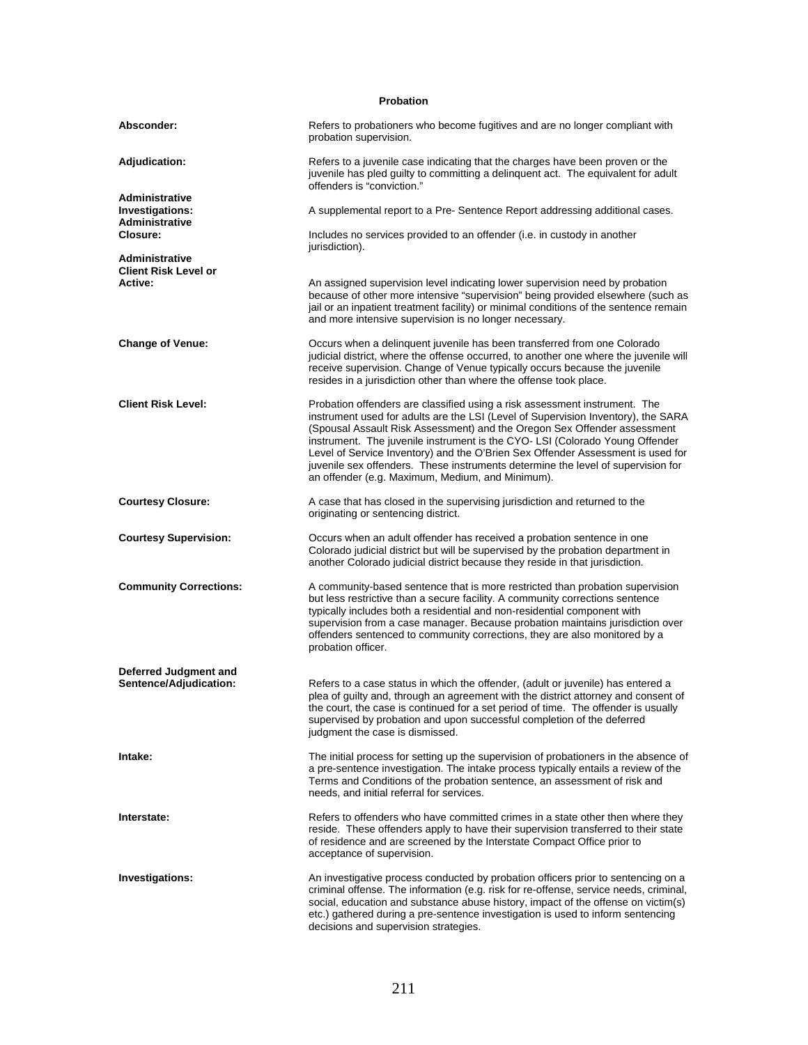## Probation

**Absconder:** Refers to probationers who become fugitives and are no longer compliant with probation supervision.

**Adjudication:** Refers to a juvenile case indicating that the charges have been proven or the juvenile has pled guilty to committing a delinquent act. The equivalent for adult offenders is "conviction."

**Administrative Investigations:** A supplemental report to a Pre- Sentence Report addressing additional cases.

**Administrative Closure:** Includes no services provided to an offender (i.e. in custody in another jurisdiction).

**Administrative Client Risk Level or Active:** An assigned supervision level indicating lower supervision need by probation because of other more intensive "supervision" being provided elsewhere (such as jail or an inpatient treatment facility) or minimal conditions of the sentence remain and more intensive supervision is no longer necessary.

**Change of Venue:** Occurs when a delinquent juvenile has been transferred from one Colorado judicial district, where the offense occurred, to another one where the juvenile will receive supervision. Change of Venue typically occurs because the juvenile resides in a jurisdiction other than where the offense took place.

**Client Risk Level:** Probation offenders are classified using a risk assessment instrument. The instrument used for adults are the LSI (Level of Supervision Inventory), the SARA (Spousal Assault Risk Assessment) and the Oregon Sex Offender assessment instrument. The juvenile instrument is the CYO- LSI (Colorado Young Offender Level of Service Inventory) and the O'Brien Sex Offender Assessment is used for juvenile sex offenders. These instruments determine the level of supervision for an offender (e.g. Maximum, Medium, and Minimum).

**Courtesy Closure:** A case that has closed in the supervising jurisdiction and returned to the originating or sentencing district.

**Courtesy Supervision:** Occurs when an adult offender has received a probation sentence in one Colorado judicial district but will be supervised by the probation department in another Colorado judicial district because they reside in that jurisdiction.

**Community Corrections:** A community-based sentence that is more restricted than probation supervision but less restrictive than a secure facility. A community corrections sentence typically includes both a residential and non-residential component with supervision from a case manager. Because probation maintains jurisdiction over offenders sentenced to community corrections, they are also monitored by a probation officer.

**Deferred Judgment and Sentence/Adjudication:** Refers to a case status in which the offender, (adult or juvenile) has entered a plea of guilty and, through an agreement with the district attorney and consent of the court, the case is continued for a set period of time. The offender is usually supervised by probation and upon successful completion of the deferred judgment the case is dismissed.

**Intake:** The initial process for setting up the supervision of probationers in the absence of a pre-sentence investigation. The intake process typically entails a review of the Terms and Conditions of the probation sentence, an assessment of risk and needs, and initial referral for services.

**Interstate:** Refers to offenders who have committed crimes in a state other then where they reside. These offenders apply to have their supervision transferred to their state of residence and are screened by the Interstate Compact Office prior to acceptance of supervision.

**Investigations:** An investigative process conducted by probation officers prior to sentencing on a criminal offense. The information (e.g. risk for re-offense, service needs, criminal, social, education and substance abuse history, impact of the offense on victim(s) etc.) gathered during a pre-sentence investigation is used to inform sentencing decisions and supervision strategies.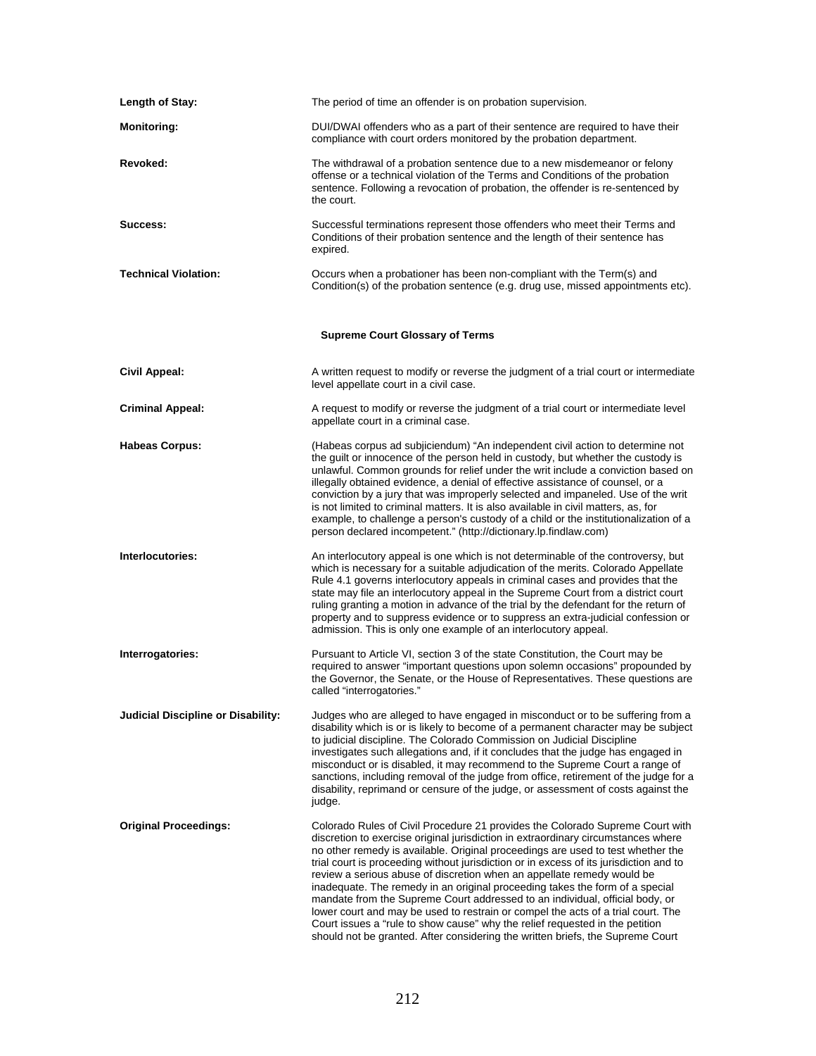**Length of Stay:** The period of time an offender is on probation supervision.

**Monitoring:** DUI/DWAI offenders who as a part of their sentence are required to have their compliance with court orders monitored by the probation department.

**Revoked:** The withdrawal of a probation sentence due to a new misdemeanor or felony offense or a technical violation of the Terms and Conditions of the probation sentence. Following a revocation of probation, the offender is re-sentenced by the court.

**Success:** Successful terminations represent those offenders who meet their Terms and Conditions of their probation sentence and the length of their sentence has expired.

**Technical Violation:** Occurs when a probationer has been non-compliant with the Term(s) and Condition(s) of the probation sentence (e.g. drug use, missed appointments etc).

## Supreme Court Glossary of Terms

**Civil Appeal:** A written request to modify or reverse the judgment of a trial court or intermediate level appellate court in a civil case.

**Criminal Appeal:** A request to modify or reverse the judgment of a trial court or intermediate level appellate court in a criminal case.

**Habeas Corpus:** (Habeas corpus ad subjiciendum) "An independent civil action to determine not the guilt or innocence of the person held in custody, but whether the custody is unlawful. Common grounds for relief under the writ include a conviction based on illegally obtained evidence, a denial of effective assistance of counsel, or a conviction by a jury that was improperly selected and impaneled. Use of the writ is not limited to criminal matters. It is also available in civil matters, as, for example, to challenge a person's custody of a child or the institutionalization of a person declared incompetent." (http://dictionary.lp.findlaw.com)

**Interlocutories:** An interlocutory appeal is one which is not determinable of the controversy, but which is necessary for a suitable adjudication of the merits. Colorado Appellate Rule 4.1 governs interlocutory appeals in criminal cases and provides that the state may file an interlocutory appeal in the Supreme Court from a district court ruling granting a motion in advance of the trial by the defendant for the return of property and to suppress evidence or to suppress an extra-judicial confession or admission. This is only one example of an interlocutory appeal.

**Interrogatories:** Pursuant to Article VI, section 3 of the state Constitution, the Court may be required to answer "important questions upon solemn occasions" propounded by the Governor, the Senate, or the House of Representatives. These questions are called "interrogatories."

**Judicial Discipline or Disability:** Judges who are alleged to have engaged in misconduct or to be suffering from a disability which is or is likely to become of a permanent character may be subject to judicial discipline. The Colorado Commission on Judicial Discipline investigates such allegations and, if it concludes that the judge has engaged in misconduct or is disabled, it may recommend to the Supreme Court a range of sanctions, including removal of the judge from office, retirement of the judge for a disability, reprimand or censure of the judge, or assessment of costs against the judge.

**Original Proceedings:** Colorado Rules of Civil Procedure 21 provides the Colorado Supreme Court with discretion to exercise original jurisdiction in extraordinary circumstances where no other remedy is available. Original proceedings are used to test whether the trial court is proceeding without jurisdiction or in excess of its jurisdiction and to review a serious abuse of discretion when an appellate remedy would be inadequate. The remedy in an original proceeding takes the form of a special mandate from the Supreme Court addressed to an individual, official body, or lower court and may be used to restrain or compel the acts of a trial court. The Court issues a "rule to show cause" why the relief requested in the petition should not be granted. After considering the written briefs, the Supreme Court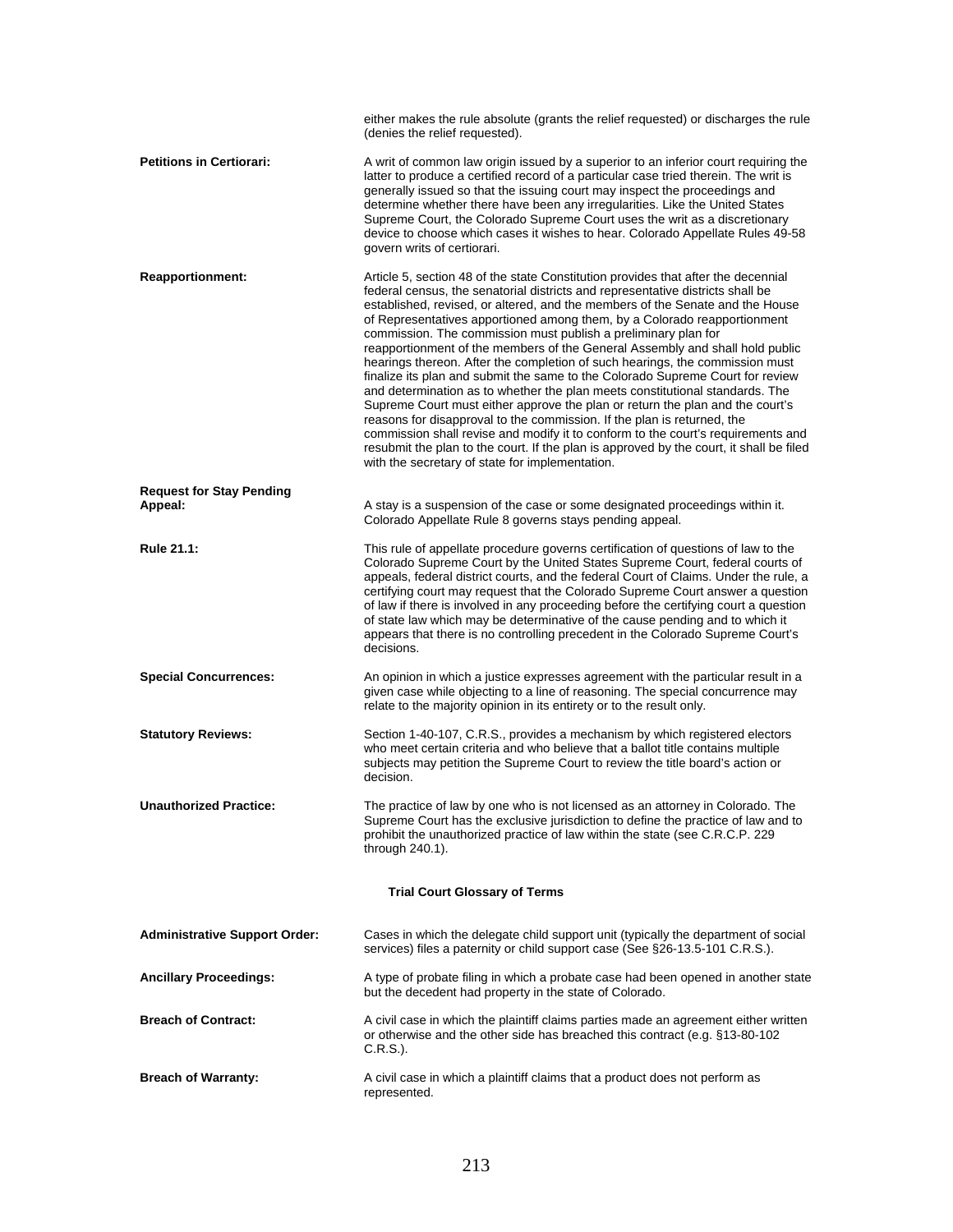either makes the rule absolute (grants the relief requested) or discharges the rule (denies the relief requested).

**Petitions in Certiorari:** A writ of common law origin issued by a superior to an inferior court requiring the latter to produce a certified record of a particular case tried therein. The writ is generally issued so that the issuing court may inspect the proceedings and determine whether there have been any irregularities. Like the United States Supreme Court, the Colorado Supreme Court uses the writ as a discretionary device to choose which cases it wishes to hear. Colorado Appellate Rules 49-58 govern writs of certiorari.

**Reapportionment:** Article 5, section 48 of the state Constitution provides that after the decennial federal census, the senatorial districts and representative districts shall be established, revised, or altered, and the members of the Senate and the House of Representatives apportioned among them, by a Colorado reapportionment commission. The commission must publish a preliminary plan for reapportionment of the members of the General Assembly and shall hold public hearings thereon. After the completion of such hearings, the commission must finalize its plan and submit the same to the Colorado Supreme Court for review and determination as to whether the plan meets constitutional standards. The Supreme Court must either approve the plan or return the plan and the court's reasons for disapproval to the commission. If the plan is returned, the commission shall revise and modify it to conform to the court's requirements and resubmit the plan to the court. If the plan is approved by the court, it shall be filed with the secretary of state for implementation.

**Request for Stay Pending Appeal:** A stay is a suspension of the case or some designated proceedings within it. Colorado Appellate Rule 8 governs stays pending appeal.

**Rule 21.1:** This rule of appellate procedure governs certification of questions of law to the Colorado Supreme Court by the United States Supreme Court, federal courts of appeals, federal district courts, and the federal Court of Claims. Under the rule, a certifying court may request that the Colorado Supreme Court answer a question of law if there is involved in any proceeding before the certifying court a question of state law which may be determinative of the cause pending and to which it appears that there is no controlling precedent in the Colorado Supreme Court's decisions.

**Special Concurrences:** An opinion in which a justice expresses agreement with the particular result in a given case while objecting to a line of reasoning. The special concurrence may relate to the majority opinion in its entirety or to the result only.

**Statutory Reviews:** Section 1-40-107, C.R.S., provides a mechanism by which registered electors who meet certain criteria and who believe that a ballot title contains multiple subjects may petition the Supreme Court to review the title board's action or decision.

**Unauthorized Practice:** The practice of law by one who is not licensed as an attorney in Colorado. The Supreme Court has the exclusive jurisdiction to define the practice of law and to prohibit the unauthorized practice of law within the state (see C.R.C.P. 229 through 240.1).

## Trial Court Glossary of Terms

**Administrative Support Order:** Cases in which the delegate child support unit (typically the department of social services) files a paternity or child support case (See §26-13.5-101 C.R.S.).

**Ancillary Proceedings:** A type of probate filing in which a probate case had been opened in another state but the decedent had property in the state of Colorado.

**Breach of Contract:** A civil case in which the plaintiff claims parties made an agreement either written or otherwise and the other side has breached this contract (e.g. §13-80-102 C.R.S.).

**Breach of Warranty:** A civil case in which a plaintiff claims that a product does not perform as represented.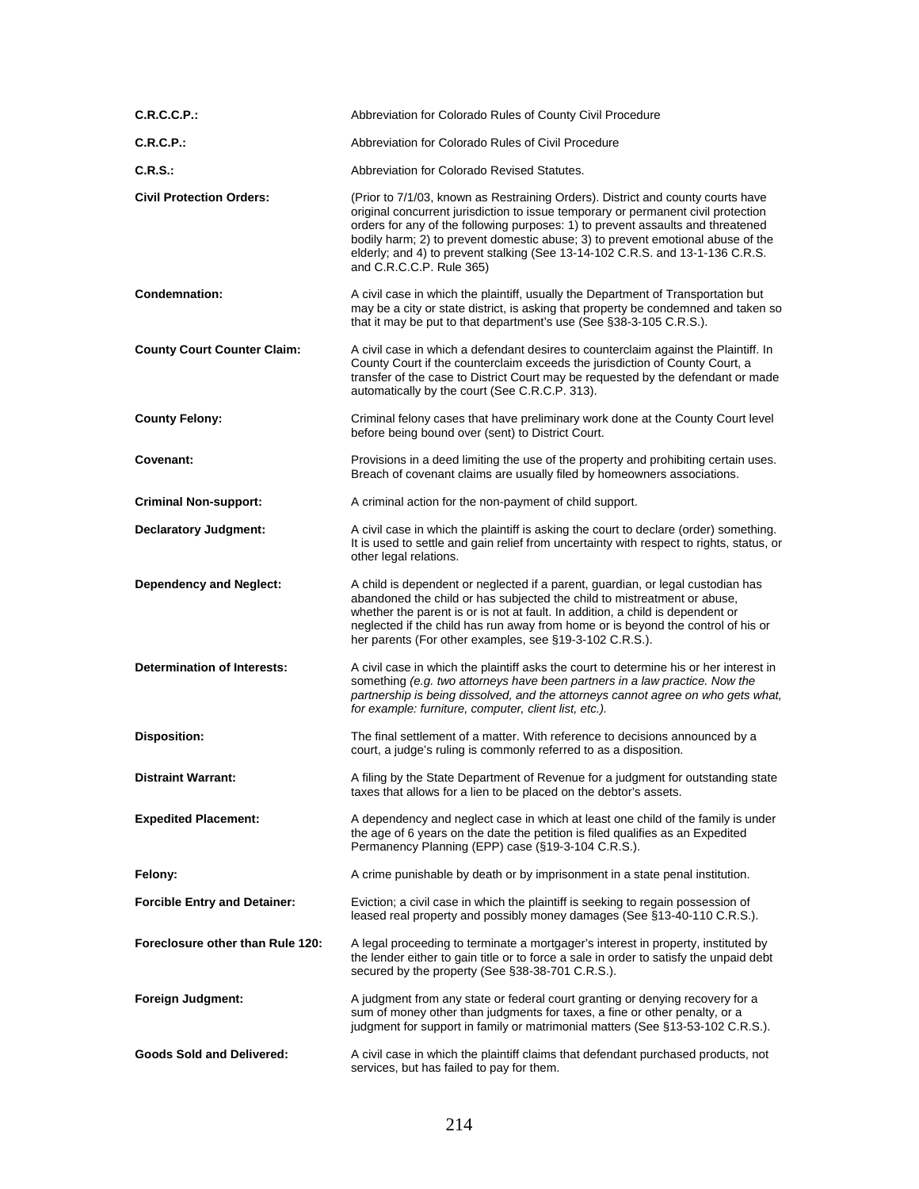**C.R.C.C.P.:** Abbreviation for Colorado Rules of County Civil Procedure

**C.R.C.P.:** Abbreviation for Colorado Rules of Civil Procedure

**C.R.S.:** Abbreviation for Colorado Revised Statutes.

**Civil Protection Orders:** (Prior to 7/1/03, known as Restraining Orders). District and county courts have original concurrent jurisdiction to issue temporary or permanent civil protection orders for any of the following purposes: 1) to prevent assaults and threatened bodily harm; 2) to prevent domestic abuse; 3) to prevent emotional abuse of the elderly; and 4) to prevent stalking (See 13-14-102 C.R.S. and 13-1-136 C.R.S. and C.R.C.C.P. Rule 365)

**Condemnation:** A civil case in which the plaintiff, usually the Department of Transportation but may be a city or state district, is asking that property be condemned and taken so that it may be put to that department's use (See §38-3-105 C.R.S.).

**County Court Counter Claim:** A civil case in which a defendant desires to counterclaim against the Plaintiff. In County Court if the counterclaim exceeds the jurisdiction of County Court, a transfer of the case to District Court may be requested by the defendant or made automatically by the court (See C.R.C.P. 313).

**County Felony:** Criminal felony cases that have preliminary work done at the County Court level before being bound over (sent) to District Court.

**Covenant:** Provisions in a deed limiting the use of the property and prohibiting certain uses. Breach of covenant claims are usually filed by homeowners associations.

**Criminal Non-support:** A criminal action for the non-payment of child support.

**Declaratory Judgment:** A civil case in which the plaintiff is asking the court to declare (order) something. It is used to settle and gain relief from uncertainty with respect to rights, status, or other legal relations.

**Dependency and Neglect:** A child is dependent or neglected if a parent, guardian, or legal custodian has abandoned the child or has subjected the child to mistreatment or abuse, whether the parent is or is not at fault. In addition, a child is dependent or neglected if the child has run away from home or is beyond the control of his or her parents (For other examples, see §19-3-102 C.R.S.).

**Determination of Interests:** A civil case in which the plaintiff asks the court to determine his or her interest in something *(e.g. two attorneys have been partners in a law practice. Now the partnership is being dissolved, and the attorneys cannot agree on who gets what, for example: furniture, computer, client list, etc.).*

**Disposition:** The final settlement of a matter. With reference to decisions announced by a court, a judge's ruling is commonly referred to as a disposition.

**Distraint Warrant:** A filing by the State Department of Revenue for a judgment for outstanding state taxes that allows for a lien to be placed on the debtor's assets.

**Expedited Placement:** A dependency and neglect case in which at least one child of the family is under the age of 6 years on the date the petition is filed qualifies as an Expedited Permanency Planning (EPP) case (§19-3-104 C.R.S.).

**Felony:** A crime punishable by death or by imprisonment in a state penal institution.

**Forcible Entry and Detainer:** Eviction; a civil case in which the plaintiff is seeking to regain possession of leased real property and possibly money damages (See §13-40-110 C.R.S.).

**Foreclosure other than Rule 120:** A legal proceeding to terminate a mortgager's interest in property, instituted by the lender either to gain title or to force a sale in order to satisfy the unpaid debt secured by the property (See §38-38-701 C.R.S.).

**Foreign Judgment:** A judgment from any state or federal court granting or denying recovery for a sum of money other than judgments for taxes, a fine or other penalty, or a judgment for support in family or matrimonial matters (See §13-53-102 C.R.S.).

**Goods Sold and Delivered:** A civil case in which the plaintiff claims that defendant purchased products, not services, but has failed to pay for them.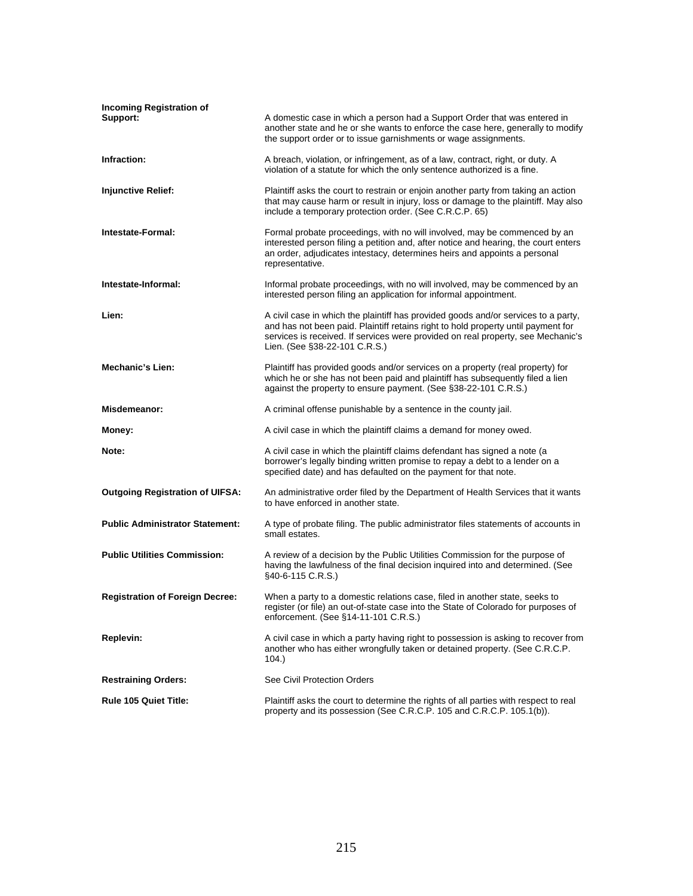**Incoming Registration of Support:** A domestic case in which a person had a Support Order that was entered in another state and he or she wants to enforce the case here, generally to modify the support order or to issue garnishments or wage assignments.

**Infraction:** A breach, violation, or infringement, as of a law, contract, right, or duty. A violation of a statute for which the only sentence authorized is a fine.

**Injunctive Relief:** Plaintiff asks the court to restrain or enjoin another party from taking an action that may cause harm or result in injury, loss or damage to the plaintiff. May also include a temporary protection order. (See C.R.C.P. 65)

**Intestate-Formal:** Formal probate proceedings, with no will involved, may be commenced by an interested person filing a petition and, after notice and hearing, the court enters an order, adjudicates intestacy, determines heirs and appoints a personal representative.

**Intestate-Informal:** Informal probate proceedings, with no will involved, may be commenced by an interested person filing an application for informal appointment.

**Lien:** A civil case in which the plaintiff has provided goods and/or services to a party, and has not been paid. Plaintiff retains right to hold property until payment for services is received. If services were provided on real property, see Mechanic's Lien. (See §38-22-101 C.R.S.)

**Mechanic's Lien:** Plaintiff has provided goods and/or services on a property (real property) for which he or she has not been paid and plaintiff has subsequently filed a lien against the property to ensure payment. (See §38-22-101 C.R.S.)

**Misdemeanor:** A criminal offense punishable by a sentence in the county jail.

**Money:** A civil case in which the plaintiff claims a demand for money owed.

**Note:** A civil case in which the plaintiff claims defendant has signed a note (a borrower's legally binding written promise to repay a debt to a lender on a specified date) and has defaulted on the payment for that note.

**Outgoing Registration of UIFSA:** An administrative order filed by the Department of Health Services that it wants to have enforced in another state.

**Public Administrator Statement:** A type of probate filing. The public administrator files statements of accounts in small estates.

**Public Utilities Commission:** A review of a decision by the Public Utilities Commission for the purpose of having the lawfulness of the final decision inquired into and determined. (See §40-6-115 C.R.S.)

**Registration of Foreign Decree:** When a party to a domestic relations case, filed in another state, seeks to register (or file) an out-of-state case into the State of Colorado for purposes of enforcement. (See §14-11-101 C.R.S.)

**Replevin:** A civil case in which a party having right to possession is asking to recover from another who has either wrongfully taken or detained property. (See C.R.C.P. 104.)

**Restraining Orders:** See Civil Protection Orders

**Rule 105 Quiet Title:** Plaintiff asks the court to determine the rights of all parties with respect to real property and its possession (See C.R.C.P. 105 and C.R.C.P. 105.1(b)).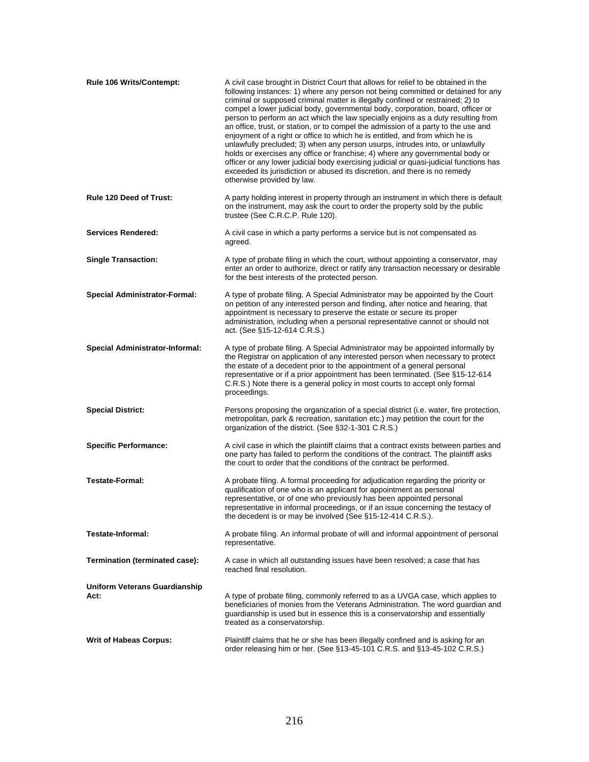**Rule 106 Writs/Contempt:** A civil case brought in District Court that allows for relief to be obtained in the following instances: 1) where any person not being committed or detained for any criminal or supposed criminal matter is illegally confined or restrained; 2) to compel a lower judicial body, governmental body, corporation, board, officer or person to perform an act which the law specially enjoins as a duty resulting from an office, trust, or station, or to compel the admission of a party to the use and enjoyment of a right or office to which he is entitled, and from which he is unlawfully precluded; 3) when any person usurps, intrudes into, or unlawfully holds or exercises any office or franchise; 4) where any governmental body or officer or any lower judicial body exercising judicial or quasi-judicial functions has exceeded its jurisdiction or abused its discretion, and there is no remedy otherwise provided by law.

**Rule 120 Deed of Trust:** A party holding interest in property through an instrument in which there is default on the instrument, may ask the court to order the property sold by the public trustee (See C.R.C.P. Rule 120).

**Services Rendered:** A civil case in which a party performs a service but is not compensated as agreed.

**Single Transaction:** A type of probate filing in which the court, without appointing a conservator, may enter an order to authorize, direct or ratify any transaction necessary or desirable for the best interests of the protected person.

**Special Administrator-Formal:** A type of probate filing. A Special Administrator may be appointed by the Court on petition of any interested person and finding, after notice and hearing, that appointment is necessary to preserve the estate or secure its proper administration, including when a personal representative cannot or should not act. (See §15-12-614 C.R.S.)

**Special Administrator-Informal:** A type of probate filing. A Special Administrator may be appointed informally by the Registrar on application of any interested person when necessary to protect the estate of a decedent prior to the appointment of a general personal representative or if a prior appointment has been terminated. (See §15-12-614 C.R.S.) Note there is a general policy in most courts to accept only formal proceedings.

**Special District:** Persons proposing the organization of a special district (i.e. water, fire protection, metropolitan, park & recreation, sanitation etc.) may petition the court for the organization of the district. (See §32-1-301 C.R.S.)

**Specific Performance:** A civil case in which the plaintiff claims that a contract exists between parties and one party has failed to perform the conditions of the contract. The plaintiff asks the court to order that the conditions of the contract be performed.

**Testate-Formal:** A probate filing. A formal proceeding for adjudication regarding the priority or qualification of one who is an applicant for appointment as personal representative, or of one who previously has been appointed personal representative in informal proceedings, or if an issue concerning the testacy of the decedent is or may be involved (See §15-12-414 C.R.S.).

**Testate-Informal:** A probate filing. An informal probate of will and informal appointment of personal representative.

**Termination (terminated case):** A case in which all outstanding issues have been resolved; a case that has reached final resolution.

**Uniform Veterans Guardianship Act:** A type of probate filing, commonly referred to as a UVGA case, which applies to beneficiaries of monies from the Veterans Administration. The word guardian and guardianship is used but in essence this is a conservatorship and essentially treated as a conservatorship.

**Writ of Habeas Corpus:** Plaintiff claims that he or she has been illegally confined and is asking for an order releasing him or her. (See §13-45-101 C.R.S. and §13-45-102 C.R.S.)